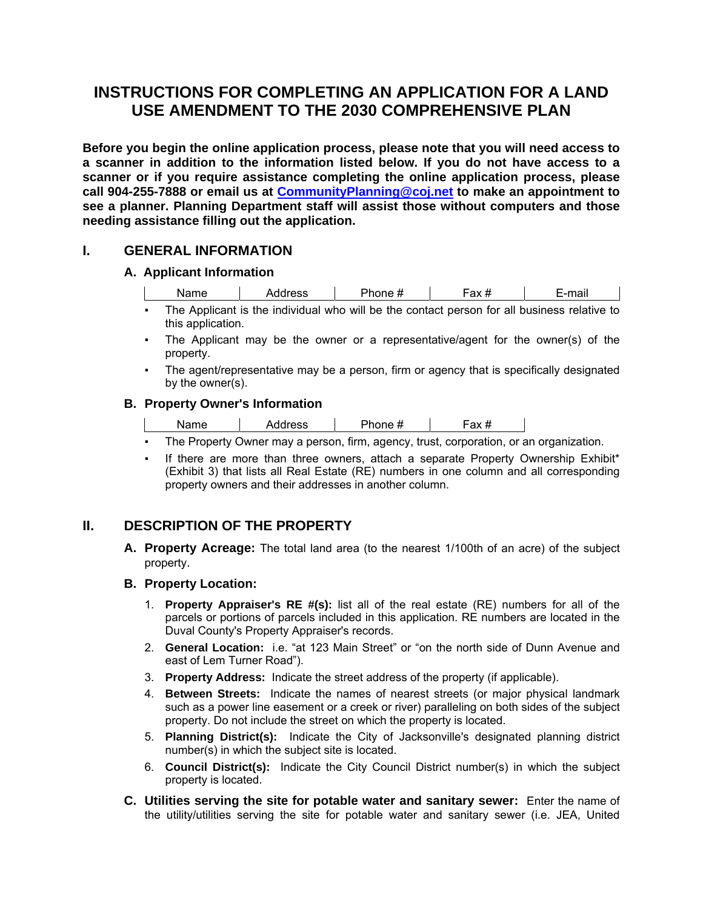# INSTRUCTIONS FOR COMPLETING AN APPLICATION FOR A LAND USE AMENDMENT TO THE 2030 COMPREHENSIVE PLAN

**Before you begin the online application process, please note that you will need access to a scanner in addition to the information listed below. If you do not have access to a scanner or if you require assistance completing the online application process, please call 904-255-7888 or email us at [CommunityPlanning@coj.net](mailto:CommunityPlanning@coj.net) to make an appointment to see a planner. Planning Department staff will assist those without computers and those needing assistance filling out the application.**

## I. GENERAL INFORMATION

### A. Applicant Information

| Name | Address | Phone # | Fax # | E-mail |
|---|---|---|---|---|

- The Applicant is the individual who will be the contact person for all business relative to this application.
- The Applicant may be the owner or a representative/agent for the owner(s) of the property.
- The agent/representative may be a person, firm or agency that is specifically designated by the owner(s).

### B. Property Owner's Information

| Name | Address | Phone # | Fax # |
|---|---|---|---|

- The Property Owner may a person, firm, agency, trust, corporation, or an organization.
- If there are more than three owners, attach a separate Property Ownership Exhibit* (Exhibit 3) that lists all Real Estate (RE) numbers in one column and all corresponding property owners and their addresses in another column.

## II. DESCRIPTION OF THE PROPERTY

**A. Property Acreage:** The total land area (to the nearest 1/100th of an acre) of the subject property.

**B. Property Location:**

1. **Property Appraiser's RE #(s):** list all of the real estate (RE) numbers for all of the parcels or portions of parcels included in this application. RE numbers are located in the Duval County's Property Appraiser's records.
2. **General Location:** i.e. "at 123 Main Street" or "on the north side of Dunn Avenue and east of Lem Turner Road").
3. **Property Address:** Indicate the street address of the property (if applicable).
4. **Between Streets:** Indicate the names of nearest streets (or major physical landmark such as a power line easement or a creek or river) paralleling on both sides of the subject property. Do not include the street on which the property is located.
5. **Planning District(s):** Indicate the City of Jacksonville's designated planning district number(s) in which the subject site is located.
6. **Council District(s):** Indicate the City Council District number(s) in which the subject property is located.

**C. Utilities serving the site for potable water and sanitary sewer:** Enter the name of the utility/utilities serving the site for potable water and sanitary sewer (i.e. JEA, United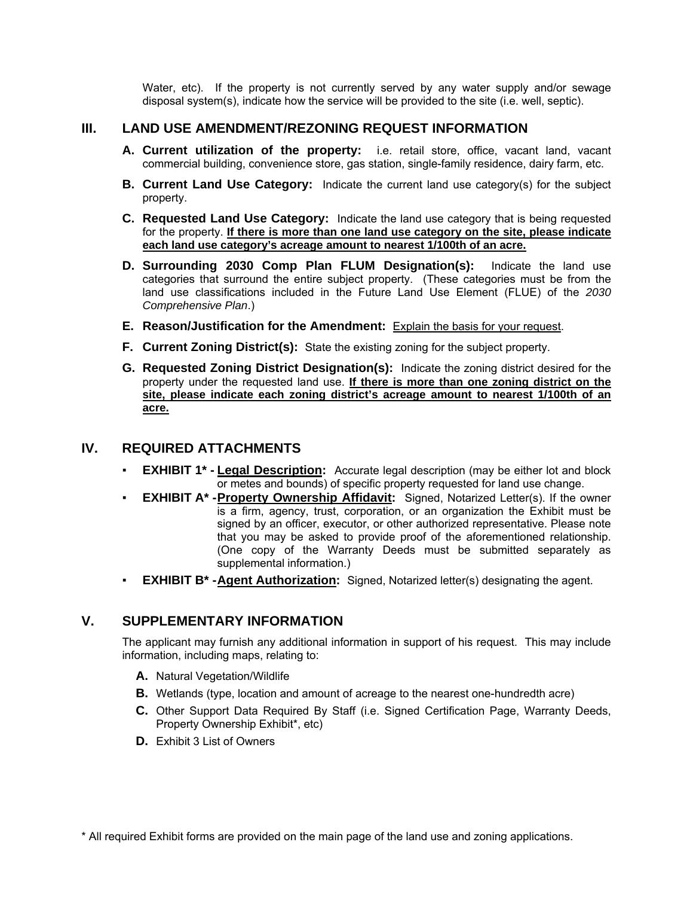Water, etc). If the property is not currently served by any water supply and/or sewage disposal system(s), indicate how the service will be provided to the site (i.e. well, septic).

## III. LAND USE AMENDMENT/REZONING REQUEST INFORMATION

**A. Current utilization of the property:** i.e. retail store, office, vacant land, vacant commercial building, convenience store, gas station, single-family residence, dairy farm, etc.

**B. Current Land Use Category:** Indicate the current land use category(s) for the subject property.

**C. Requested Land Use Category:** Indicate the land use category that is being requested for the property. **<u>If there is more than one land use category on the site, please indicate each land use category's acreage amount to nearest 1/100th of an acre.</u>**

**D. Surrounding 2030 Comp Plan FLUM Designation(s):** Indicate the land use categories that surround the entire subject property. (These categories must be from the land use classifications included in the Future Land Use Element (FLUE) of the *2030 Comprehensive Plan*.)

**E. Reason/Justification for the Amendment:** <u>Explain the basis for your request</u>.

**F. Current Zoning District(s):** State the existing zoning for the subject property.

**G. Requested Zoning District Designation(s):** Indicate the zoning district desired for the property under the requested land use. **<u>If there is more than one zoning district on the site, please indicate each zoning district's acreage amount to nearest 1/100th of an acre.</u>**

## IV. REQUIRED ATTACHMENTS

- **EXHIBIT 1\* - <u>Legal Description</u>:** Accurate legal description (may be either lot and block or metes and bounds) of specific property requested for land use change.
- **EXHIBIT A\* - <u>Property Ownership Affidavit</u>:** Signed, Notarized Letter(s). If the owner is a firm, agency, trust, corporation, or an organization the Exhibit must be signed by an officer, executor, or other authorized representative. Please note that you may be asked to provide proof of the aforementioned relationship. (One copy of the Warranty Deeds must be submitted separately as supplemental information.)
- **EXHIBIT B\* - <u>Agent Authorization</u>:** Signed, Notarized letter(s) designating the agent.

## V. SUPPLEMENTARY INFORMATION

The applicant may furnish any additional information in support of his request. This may include information, including maps, relating to:

**A.** Natural Vegetation/Wildlife

**B.** Wetlands (type, location and amount of acreage to the nearest one-hundredth acre)

**C.** Other Support Data Required By Staff (i.e. Signed Certification Page, Warranty Deeds, Property Ownership Exhibit\*, etc)

**D.** Exhibit 3 List of Owners

\* All required Exhibit forms are provided on the main page of the land use and zoning applications.